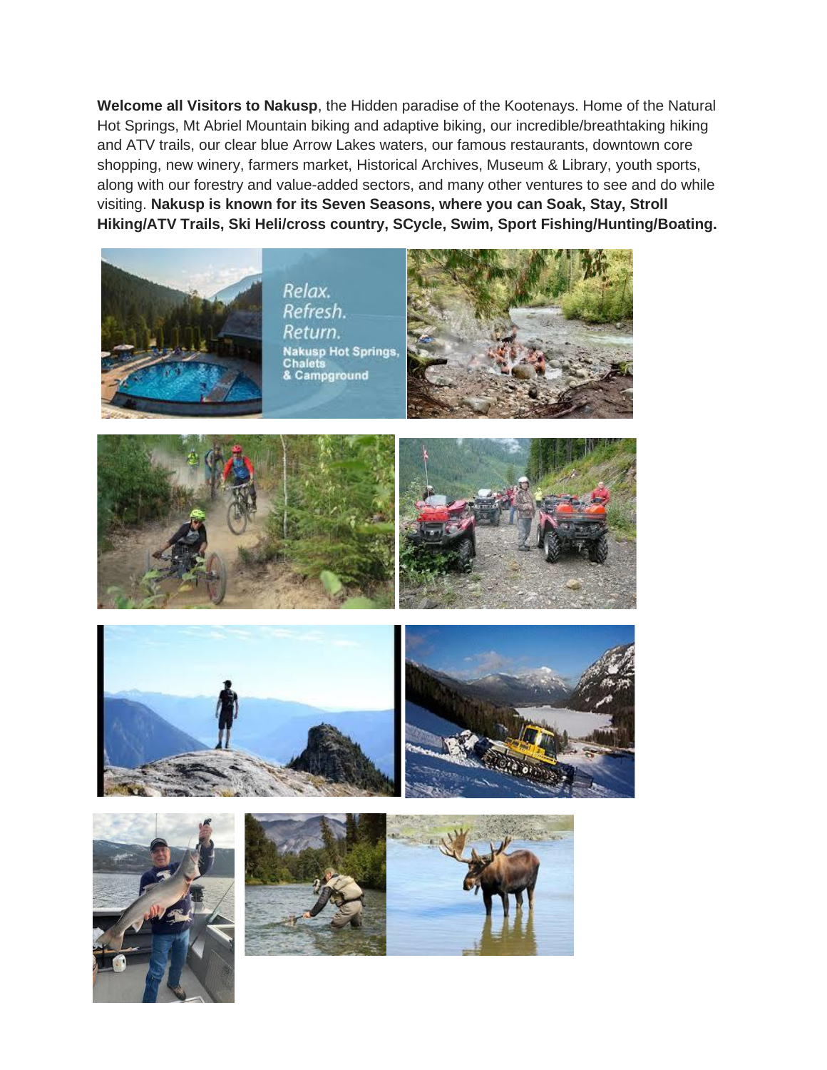**Welcome all Visitors to Nakusp**, the Hidden paradise of the Kootenays. Home of the Natural Hot Springs, Mt Abriel Mountain biking and adaptive biking, our incredible/breathtaking hiking and ATV trails, our clear blue Arrow Lakes waters, our famous restaurants, downtown core shopping, new winery, farmers market, Historical Archives, Museum & Library, youth sports, along with our forestry and value-added sectors, and many other ventures to see and do while visiting. **Nakusp is known for its Seven Seasons, where you can Soak, Stay, Stroll Hiking/ATV Trails, Ski Heli/cross country, SCycle, Swim, Sport Fishing/Hunting/Boating.**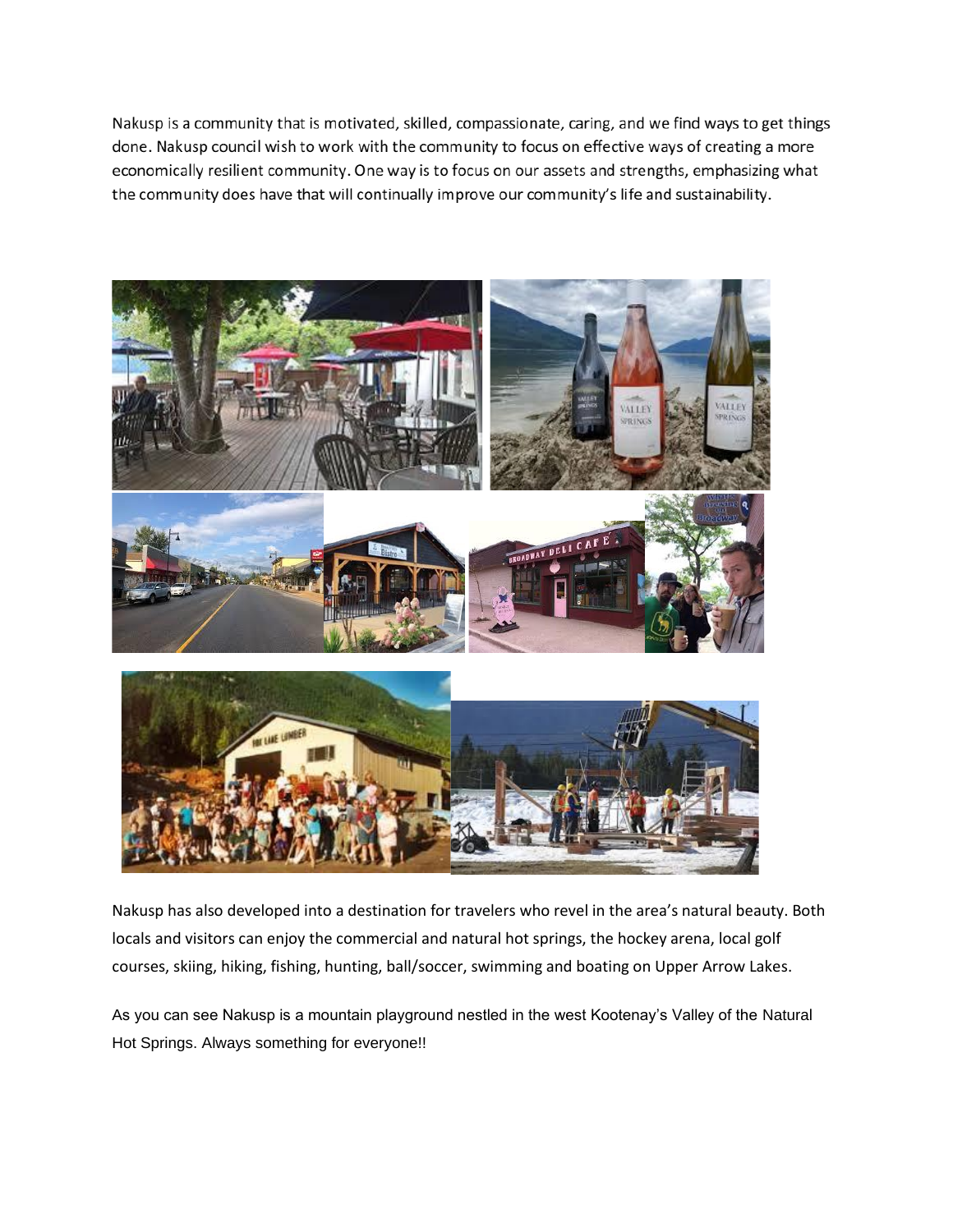Nakusp is a community that is motivated, skilled, compassionate, caring, and we find ways to get things done. Nakusp council wish to work with the community to focus on effective ways of creating a more economically resilient community. One way is to focus on our assets and strengths, emphasizing what the community does have that will continually improve our community's life and sustainability.

Nakusp has also developed into a destination for travelers who revel in the area's natural beauty. Both locals and visitors can enjoy the commercial and natural hot springs, the hockey arena, local golf courses, skiing, hiking, fishing, hunting, ball/soccer, swimming and boating on Upper Arrow Lakes.

As you can see Nakusp is a mountain playground nestled in the west Kootenay's Valley of the Natural Hot Springs. Always something for everyone!!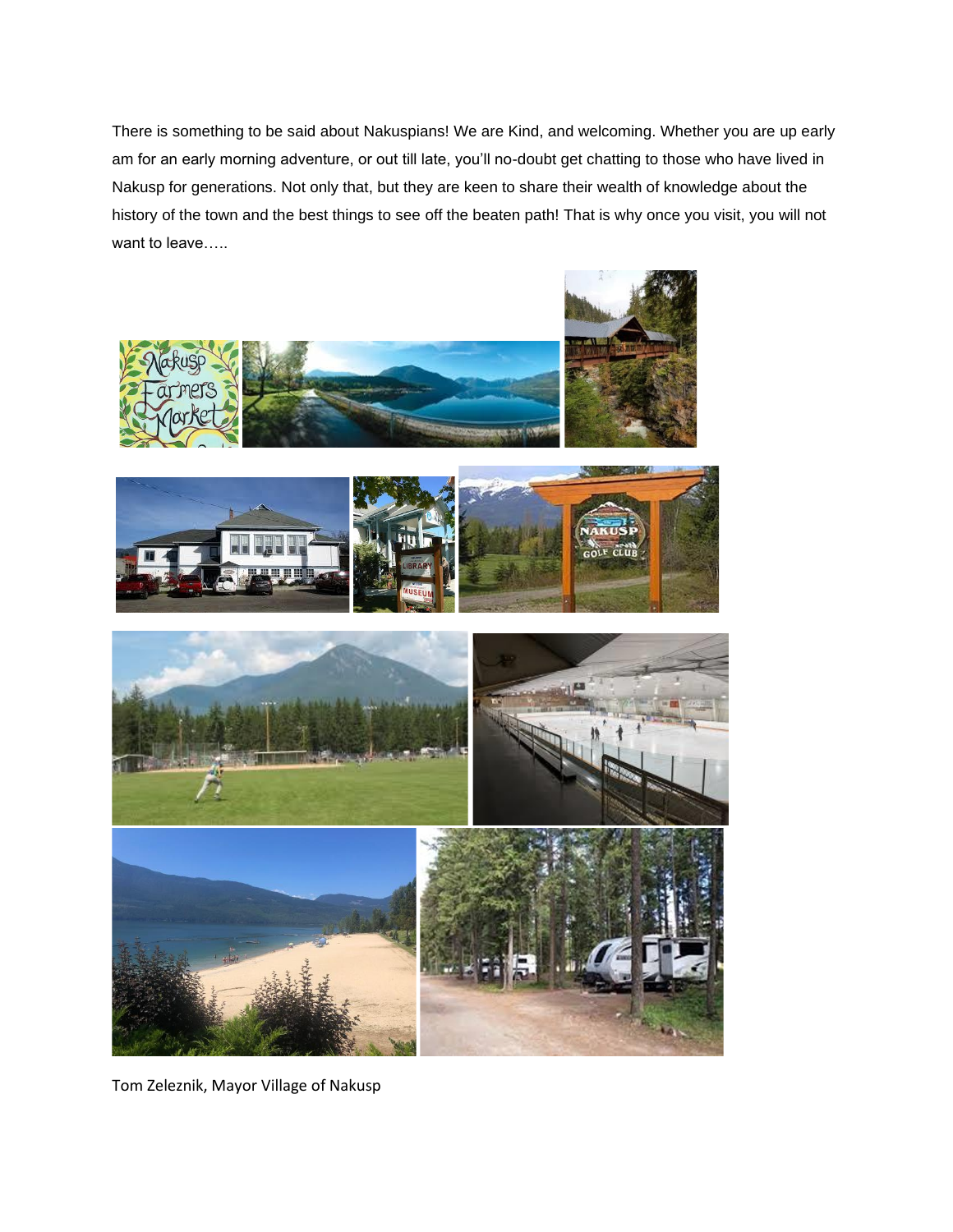There is something to be said about Nakuspians! We are Kind, and welcoming. Whether you are up early am for an early morning adventure, or out till late, you'll no-doubt get chatting to those who have lived in Nakusp for generations. Not only that, but they are keen to share their wealth of knowledge about the history of the town and the best things to see off the beaten path! That is why once you visit, you will not want to leave…..

Tom Zeleznik, Mayor Village of Nakusp